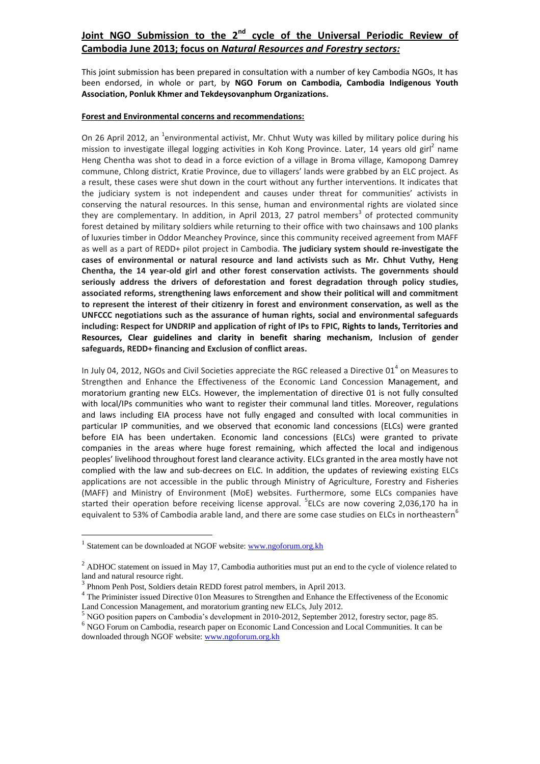## Joint NGO Submission to the 2nd cycle of the Universal Periodic Review of Cambodia June 2013; focus on *Natural Resources and Forestry sectors:*

This joint submission has been prepared in consultation with a number of key Cambodia NGOs, It has been endorsed, in whole or part, by **NGO Forum on Cambodia, Cambodia Indigenous Youth Association, Ponluk Khmer and Tekdeysovanphum Organizations.**

### Forest and Environmental concerns and recommendations:

On 26 April 2012, an [1]environmental activist, Mr. Chhut Wuty was killed by military police during his mission to investigate illegal logging activities in Koh Kong Province. Later, 14 years old girl[2] name Heng Chentha was shot to dead in a force eviction of a village in Broma village, Kamopong Damrey commune, Chlong district, Kratie Province, due to villagers' lands were grabbed by an ELC project. As a result, these cases were shut down in the court without any further interventions. It indicates that the judiciary system is not independent and causes under threat for communities' activists in conserving the natural resources. In this sense, human and environmental rights are violated since they are complementary. In addition, in April 2013, 27 patrol members[3] of protected community forest detained by military soldiers while returning to their office with two chainsaws and 100 planks of luxuries timber in Oddor Meanchey Province, since this community received agreement from MAFF as well as a part of REDD+ pilot project in Cambodia. **The judiciary system should re-investigate the cases of environmental or natural resource and land activists such as Mr. Chhut Vuthy, Heng Chentha, the 14 year-old girl and other forest conservation activists. The governments should seriously address the drivers of deforestation and forest degradation through policy studies, associated reforms, strengthening laws enforcement and show their political will and commitment to represent the interest of their citizenry in forest and environment conservation, as well as the UNFCCC negotiations such as the assurance of human rights, social and environmental safeguards including: Respect for UNDRIP and application of right of IPs to FPIC, Rights to lands, Territories and Resources, Clear guidelines and clarity in benefit sharing mechanism, Inclusion of gender safeguards, REDD+ financing and Exclusion of conflict areas.**

In July 04, 2012, NGOs and Civil Societies appreciate the RGC released a Directive 01[4] on Measures to Strengthen and Enhance the Effectiveness of the Economic Land Concession Management, and moratorium granting new ELCs. However, the implementation of directive 01 is not fully consulted with local/IPs communities who want to register their communal land titles. Moreover, regulations and laws including EIA process have not fully engaged and consulted with local communities in particular IP communities, and we observed that economic land concessions (ELCs) were granted before EIA has been undertaken. Economic land concessions (ELCs) were granted to private companies in the areas where huge forest remaining, which affected the local and indigenous peoples' livelihood throughout forest land clearance activity. ELCs granted in the area mostly have not complied with the law and sub-decrees on ELC. In addition, the updates of reviewing existing ELCs applications are not accessible in the public through Ministry of Agriculture, Forestry and Fisheries (MAFF) and Ministry of Environment (MoE) websites. Furthermore, some ELCs companies have started their operation before receiving license approval. [5]ELCs are now covering 2,036,170 ha in equivalent to 53% of Cambodia arable land, and there are some case studies on ELCs in northeastern[6]

---

[1] Statement can be downloaded at NGOF website: www.ngoforum.org.kh

[2] ADHOC statement on issued in May 17, Cambodia authorities must put an end to the cycle of violence related to land and natural resource right.

[3] Phnom Penh Post, Soldiers detain REDD forest patrol members, in April 2013.

[4] The Priminister issued Directive 01on Measures to Strengthen and Enhance the Effectiveness of the Economic Land Concession Management, and moratorium granting new ELCs, July 2012.

[5] NGO position papers on Cambodia's development in 2010-2012, September 2012, forestry sector, page 85.

[6] NGO Forum on Cambodia, research paper on Economic Land Concession and Local Communities. It can be downloaded through NGOF website: www.ngoforum.org.kh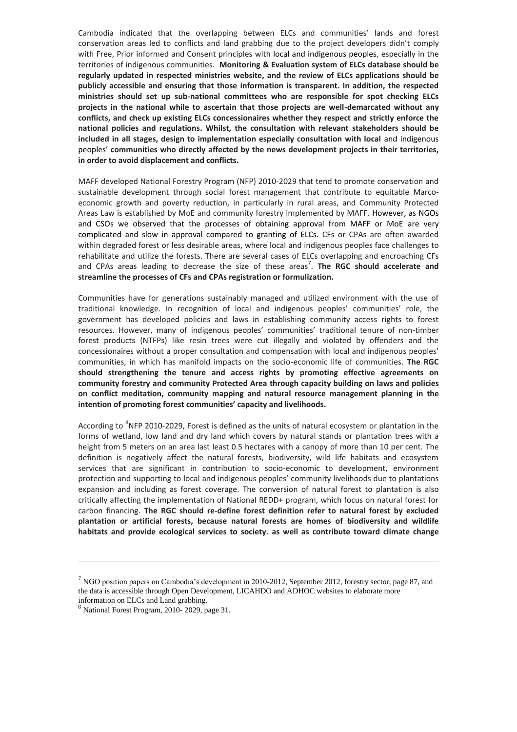Cambodia indicated that the overlapping between ELCs and communities' lands and forest conservation areas led to conflicts and land grabbing due to the project developers didn't comply with Free, Prior informed and Consent principles with local and indigenous peoples, especially in the territories of indigenous communities. **Monitoring & Evaluation system of ELCs database should be regularly updated in respected ministries website, and the review of ELCs applications should be publicly accessible and ensuring that those information is transparent. In addition, the respected ministries should set up sub-national committees who are responsible for spot checking ELCs projects in the national while to ascertain that those projects are well-demarcated without any conflicts, and check up existing ELCs concessionaires whether they respect and strictly enforce the national policies and regulations. Whilst, the consultation with relevant stakeholders should be included in all stages, design to implementation especially consultation with local** and indigenous peoples' **communities who directly affected by the news development projects in their territories, in order to avoid displacement and conflicts.**

MAFF developed National Forestry Program (NFP) 2010-2029 that tend to promote conservation and sustainable development through social forest management that contribute to equitable Marco-economic growth and poverty reduction, in particularly in rural areas, and Community Protected Areas Law is established by MoE and community forestry implemented by MAFF. However, as NGOs and CSOs we observed that the processes of obtaining approval from MAFF or MoE are very complicated and slow in approval compared to granting of ELCs. CFs or CPAs are often awarded within degraded forest or less desirable areas, where local and indigenous peoples face challenges to rehabilitate and utilize the forests. There are several cases of ELCs overlapping and encroaching CFs and CPAs areas leading to decrease the size of these areas[7]. **The RGC should accelerate and streamline the processes of CFs and CPAs registration or formulization.**

Communities have for generations sustainably managed and utilized environment with the use of traditional knowledge. In recognition of local and indigenous peoples' communities' role, the government has developed policies and laws in establishing community access rights to forest resources. However, many of indigenous peoples' communities' traditional tenure of non-timber forest products (NTFPs) like resin trees were cut illegally and violated by offenders and the concessionaires without a proper consultation and compensation with local and indigenous peoples' communities, in which has manifold impacts on the socio-economic life of communities. **The RGC should strengthening the tenure and access rights by promoting effective agreements on community forestry and community Protected Area through capacity building on laws and policies on conflict meditation, community mapping and natural resource management planning in the intention of promoting forest communities' capacity and livelihoods.**

According to [8]NFP 2010-2029, Forest is defined as the units of natural ecosystem or plantation in the forms of wetland, low land and dry land which covers by natural stands or plantation trees with a height from 5 meters on an area last least 0.5 hectares with a canopy of more than 10 per cent. The definition is negatively affect the natural forests, biodiversity, wild life habitats and ecosystem services that are significant in contribution to socio-economic to development, environment protection and supporting to local and indigenous peoples' community livelihoods due to plantations expansion and including as forest coverage. The conversion of natural forest to plantation is also critically affecting the implementation of National REDD+ program, which focus on natural forest for carbon financing. **The RGC should re-define forest definition refer to natural forest by excluded plantation or artificial forests, because natural forests are homes of biodiversity and wildlife habitats and provide ecological services to society. as well as contribute toward climate change**

---

[7] NGO position papers on Cambodia's development in 2010-2012, September 2012, forestry sector, page 87, and the data is accessible through Open Development, LICAHDO and ADHOC websites to elaborate more information on ELCs and Land grabbing.

[8] National Forest Program, 2010- 2029, page 31.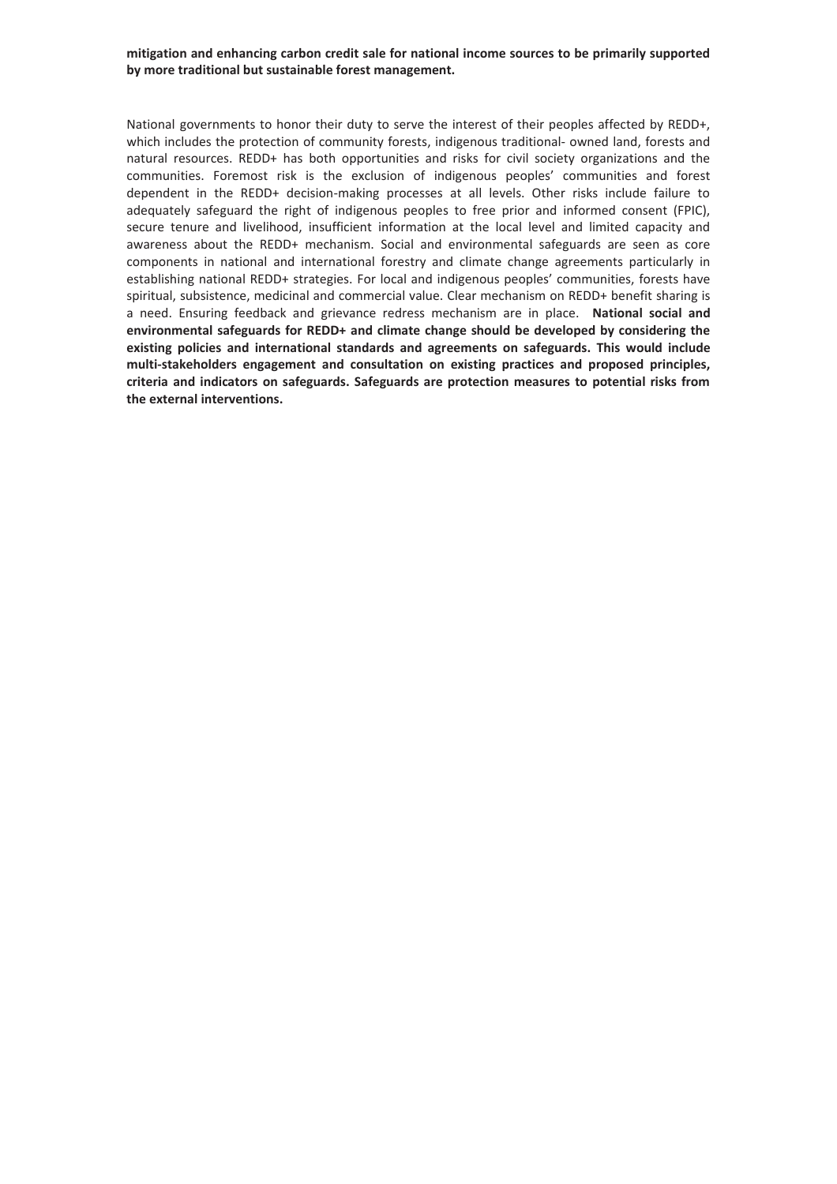**mitigation and enhancing carbon credit sale for national income sources to be primarily supported by more traditional but sustainable forest management.**

National governments to honor their duty to serve the interest of their peoples affected by REDD+, which includes the protection of community forests, indigenous traditional- owned land, forests and natural resources. REDD+ has both opportunities and risks for civil society organizations and the communities. Foremost risk is the exclusion of indigenous peoples' communities and forest dependent in the REDD+ decision-making processes at all levels. Other risks include failure to adequately safeguard the right of indigenous peoples to free prior and informed consent (FPIC), secure tenure and livelihood, insufficient information at the local level and limited capacity and awareness about the REDD+ mechanism. Social and environmental safeguards are seen as core components in national and international forestry and climate change agreements particularly in establishing national REDD+ strategies. For local and indigenous peoples' communities, forests have spiritual, subsistence, medicinal and commercial value. Clear mechanism on REDD+ benefit sharing is a need. Ensuring feedback and grievance redress mechanism are in place. **National social and environmental safeguards for REDD+ and climate change should be developed by considering the existing policies and international standards and agreements on safeguards. This would include multi-stakeholders engagement and consultation on existing practices and proposed principles, criteria and indicators on safeguards. Safeguards are protection measures to potential risks from the external interventions.**